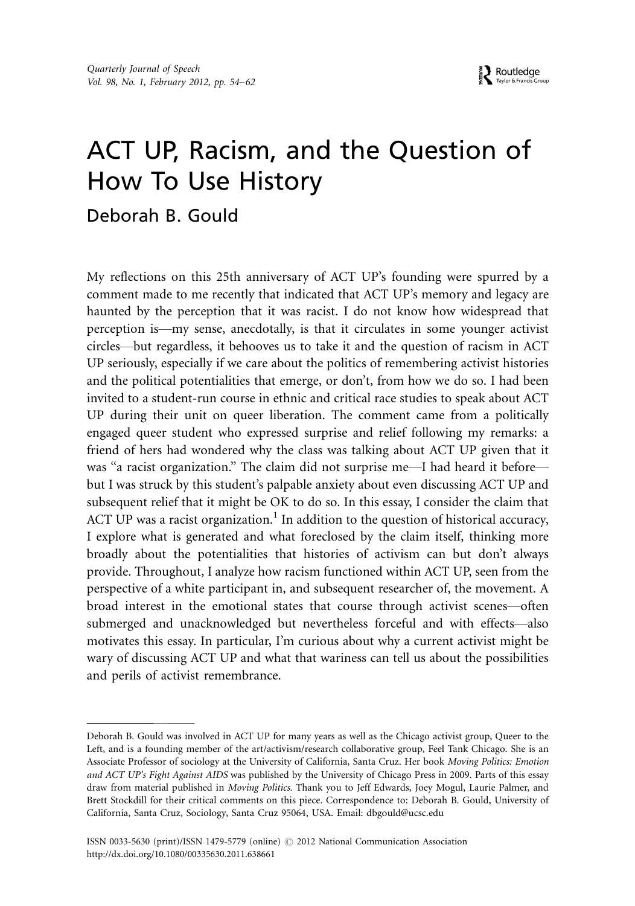# ACT UP, Racism, and the Question of How To Use History

Deborah B. Gould

My reflections on this 25th anniversary of ACT UP's founding were spurred by a comment made to me recently that indicated that ACT UP's memory and legacy are haunted by the perception that it was racist. I do not know how widespread that perception is—my sense, anecdotally, is that it circulates in some younger activist circles—but regardless, it behooves us to take it and the question of racism in ACT UP seriously, especially if we care about the politics of remembering activist histories and the political potentialities that emerge, or don't, from how we do so. I had been invited to a student-run course in ethnic and critical race studies to speak about ACT UP during their unit on queer liberation. The comment came from a politically engaged queer student who expressed surprise and relief following my remarks: a friend of hers had wondered why the class was talking about ACT UP given that it was "a racist organization." The claim did not surprise me—I had heard it before—but I was struck by this student's palpable anxiety about even discussing ACT UP and subsequent relief that it might be OK to do so. In this essay, I consider the claim that ACT UP was a racist organization.[1] In addition to the question of historical accuracy, I explore what is generated and what foreclosed by the claim itself, thinking more broadly about the potentialities that histories of activism can but don't always provide. Throughout, I analyze how racism functioned within ACT UP, seen from the perspective of a white participant in, and subsequent researcher of, the movement. A broad interest in the emotional states that course through activist scenes—often submerged and unacknowledged but nevertheless forceful and with effects—also motivates this essay. In particular, I'm curious about why a current activist might be wary of discussing ACT UP and what that wariness can tell us about the possibilities and perils of activist remembrance.

---

Deborah B. Gould was involved in ACT UP for many years as well as the Chicago activist group, Queer to the Left, and is a founding member of the art/activism/research collaborative group, Feel Tank Chicago. She is an Associate Professor of sociology at the University of California, Santa Cruz. Her book *Moving Politics: Emotion and ACT UP's Fight Against AIDS* was published by the University of Chicago Press in 2009. Parts of this essay draw from material published in *Moving Politics*. Thank you to Jeff Edwards, Joey Mogul, Laurie Palmer, and Brett Stockdill for their critical comments on this piece. Correspondence to: Deborah B. Gould, University of California, Santa Cruz, Sociology, Santa Cruz 95064, USA. Email: dbgould@ucsc.edu

ISSN 0033-5630 (print)/ISSN 1479-5779 (online) © 2012 National Communication Association
http://dx.doi.org/10.1080/00335630.2011.638661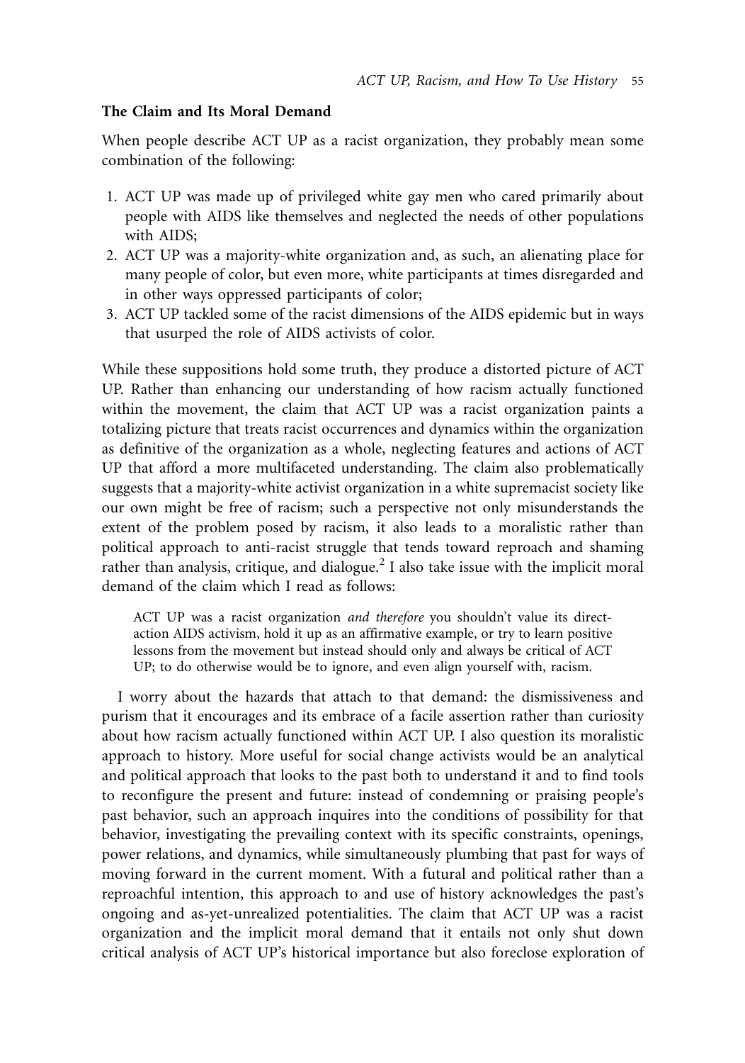### The Claim and Its Moral Demand

When people describe ACT UP as a racist organization, they probably mean some combination of the following:

1. ACT UP was made up of privileged white gay men who cared primarily about people with AIDS like themselves and neglected the needs of other populations with AIDS;
2. ACT UP was a majority-white organization and, as such, an alienating place for many people of color, but even more, white participants at times disregarded and in other ways oppressed participants of color;
3. ACT UP tackled some of the racist dimensions of the AIDS epidemic but in ways that usurped the role of AIDS activists of color.

While these suppositions hold some truth, they produce a distorted picture of ACT UP. Rather than enhancing our understanding of how racism actually functioned within the movement, the claim that ACT UP was a racist organization paints a totalizing picture that treats racist occurrences and dynamics within the organization as definitive of the organization as a whole, neglecting features and actions of ACT UP that afford a more multifaceted understanding. The claim also problematically suggests that a majority-white activist organization in a white supremacist society like our own might be free of racism; such a perspective not only misunderstands the extent of the problem posed by racism, it also leads to a moralistic rather than political approach to anti-racist struggle that tends toward reproach and shaming rather than analysis, critique, and dialogue.[2] I also take issue with the implicit moral demand of the claim which I read as follows:

> ACT UP was a racist organization *and therefore* you shouldn't value its direct-action AIDS activism, hold it up as an affirmative example, or try to learn positive lessons from the movement but instead should only and always be critical of ACT UP; to do otherwise would be to ignore, and even align yourself with, racism.

I worry about the hazards that attach to that demand: the dismissiveness and purism that it encourages and its embrace of a facile assertion rather than curiosity about how racism actually functioned within ACT UP. I also question its moralistic approach to history. More useful for social change activists would be an analytical and political approach that looks to the past both to understand it and to find tools to reconfigure the present and future: instead of condemning or praising people's past behavior, such an approach inquires into the conditions of possibility for that behavior, investigating the prevailing context with its specific constraints, openings, power relations, and dynamics, while simultaneously plumbing that past for ways of moving forward in the current moment. With a futural and political rather than a reproachful intention, this approach to and use of history acknowledges the past's ongoing and as-yet-unrealized potentialities. The claim that ACT UP was a racist organization and the implicit moral demand that it entails not only shut down critical analysis of ACT UP's historical importance but also foreclose exploration of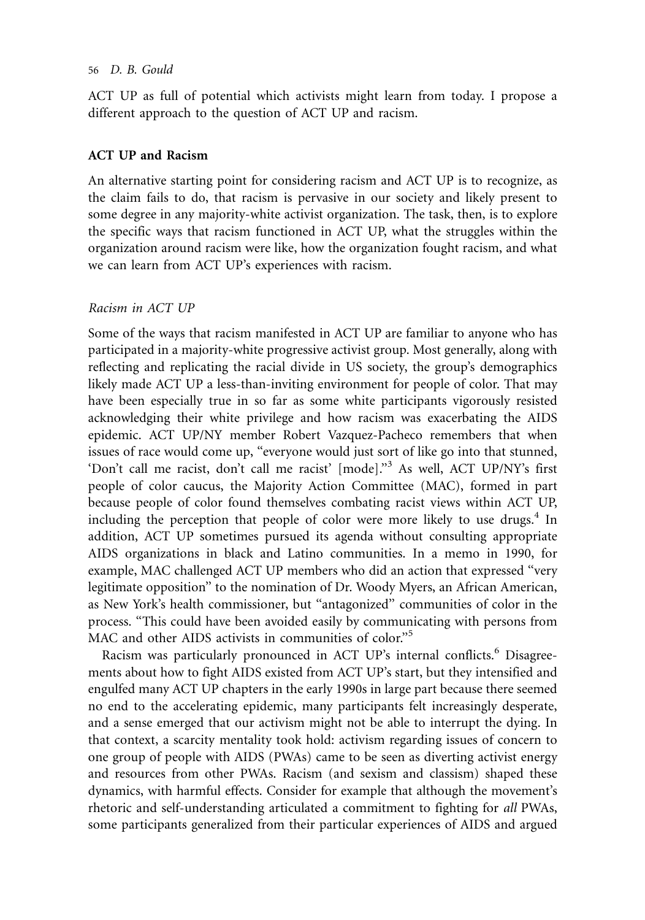ACT UP as full of potential which activists might learn from today. I propose a different approach to the question of ACT UP and racism.

## ACT UP and Racism

An alternative starting point for considering racism and ACT UP is to recognize, as the claim fails to do, that racism is pervasive in our society and likely present to some degree in any majority-white activist organization. The task, then, is to explore the specific ways that racism functioned in ACT UP, what the struggles within the organization around racism were like, how the organization fought racism, and what we can learn from ACT UP's experiences with racism.

### *Racism in ACT UP*

Some of the ways that racism manifested in ACT UP are familiar to anyone who has participated in a majority-white progressive activist group. Most generally, along with reflecting and replicating the racial divide in US society, the group's demographics likely made ACT UP a less-than-inviting environment for people of color. That may have been especially true in so far as some white participants vigorously resisted acknowledging their white privilege and how racism was exacerbating the AIDS epidemic. ACT UP/NY member Robert Vazquez-Pacheco remembers that when issues of race would come up, "everyone would just sort of like go into that stunned, 'Don't call me racist, don't call me racist' [mode]."[3] As well, ACT UP/NY's first people of color caucus, the Majority Action Committee (MAC), formed in part because people of color found themselves combating racist views within ACT UP, including the perception that people of color were more likely to use drugs.[4] In addition, ACT UP sometimes pursued its agenda without consulting appropriate AIDS organizations in black and Latino communities. In a memo in 1990, for example, MAC challenged ACT UP members who did an action that expressed "very legitimate opposition" to the nomination of Dr. Woody Myers, an African American, as New York's health commissioner, but "antagonized" communities of color in the process. "This could have been avoided easily by communicating with persons from MAC and other AIDS activists in communities of color."[5]

Racism was particularly pronounced in ACT UP's internal conflicts.[6] Disagreements about how to fight AIDS existed from ACT UP's start, but they intensified and engulfed many ACT UP chapters in the early 1990s in large part because there seemed no end to the accelerating epidemic, many participants felt increasingly desperate, and a sense emerged that our activism might not be able to interrupt the dying. In that context, a scarcity mentality took hold: activism regarding issues of concern to one group of people with AIDS (PWAs) came to be seen as diverting activist energy and resources from other PWAs. Racism (and sexism and classism) shaped these dynamics, with harmful effects. Consider for example that although the movement's rhetoric and self-understanding articulated a commitment to fighting for *all* PWAs, some participants generalized from their particular experiences of AIDS and argued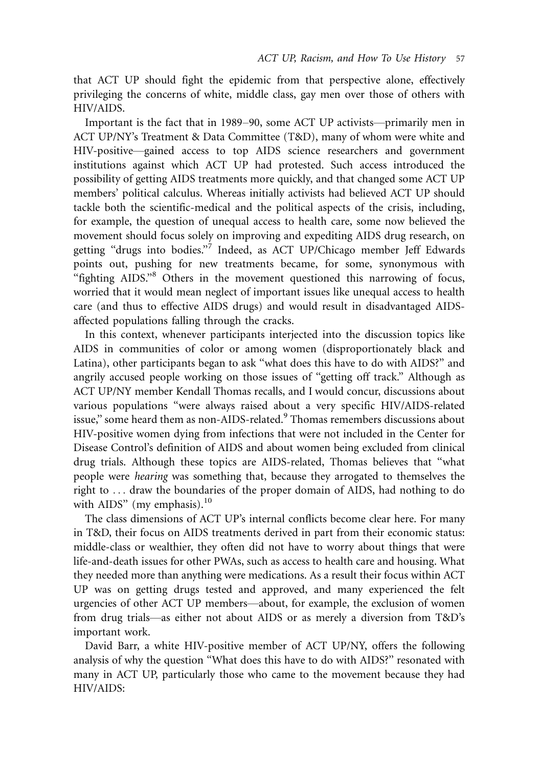that ACT UP should fight the epidemic from that perspective alone, effectively privileging the concerns of white, middle class, gay men over those of others with HIV/AIDS.

Important is the fact that in 1989–90, some ACT UP activists—primarily men in ACT UP/NY's Treatment & Data Committee (T&D), many of whom were white and HIV-positive—gained access to top AIDS science researchers and government institutions against which ACT UP had protested. Such access introduced the possibility of getting AIDS treatments more quickly, and that changed some ACT UP members' political calculus. Whereas initially activists had believed ACT UP should tackle both the scientific-medical and the political aspects of the crisis, including, for example, the question of unequal access to health care, some now believed the movement should focus solely on improving and expediting AIDS drug research, on getting "drugs into bodies."[7] Indeed, as ACT UP/Chicago member Jeff Edwards points out, pushing for new treatments became, for some, synonymous with "fighting AIDS."[8] Others in the movement questioned this narrowing of focus, worried that it would mean neglect of important issues like unequal access to health care (and thus to effective AIDS drugs) and would result in disadvantaged AIDS-affected populations falling through the cracks.

In this context, whenever participants interjected into the discussion topics like AIDS in communities of color or among women (disproportionately black and Latina), other participants began to ask "what does this have to do with AIDS?" and angrily accused people working on those issues of "getting off track." Although as ACT UP/NY member Kendall Thomas recalls, and I would concur, discussions about various populations "were always raised about a very specific HIV/AIDS-related issue," some heard them as non-AIDS-related.[9] Thomas remembers discussions about HIV-positive women dying from infections that were not included in the Center for Disease Control's definition of AIDS and about women being excluded from clinical drug trials. Although these topics are AIDS-related, Thomas believes that "what people were *hearing* was something that, because they arrogated to themselves the right to ... draw the boundaries of the proper domain of AIDS, had nothing to do with AIDS" (my emphasis).[10]

The class dimensions of ACT UP's internal conflicts become clear here. For many in T&D, their focus on AIDS treatments derived in part from their economic status: middle-class or wealthier, they often did not have to worry about things that were life-and-death issues for other PWAs, such as access to health care and housing. What they needed more than anything were medications. As a result their focus within ACT UP was on getting drugs tested and approved, and many experienced the felt urgencies of other ACT UP members—about, for example, the exclusion of women from drug trials—as either not about AIDS or as merely a diversion from T&D's important work.

David Barr, a white HIV-positive member of ACT UP/NY, offers the following analysis of why the question "What does this have to do with AIDS?" resonated with many in ACT UP, particularly those who came to the movement because they had HIV/AIDS: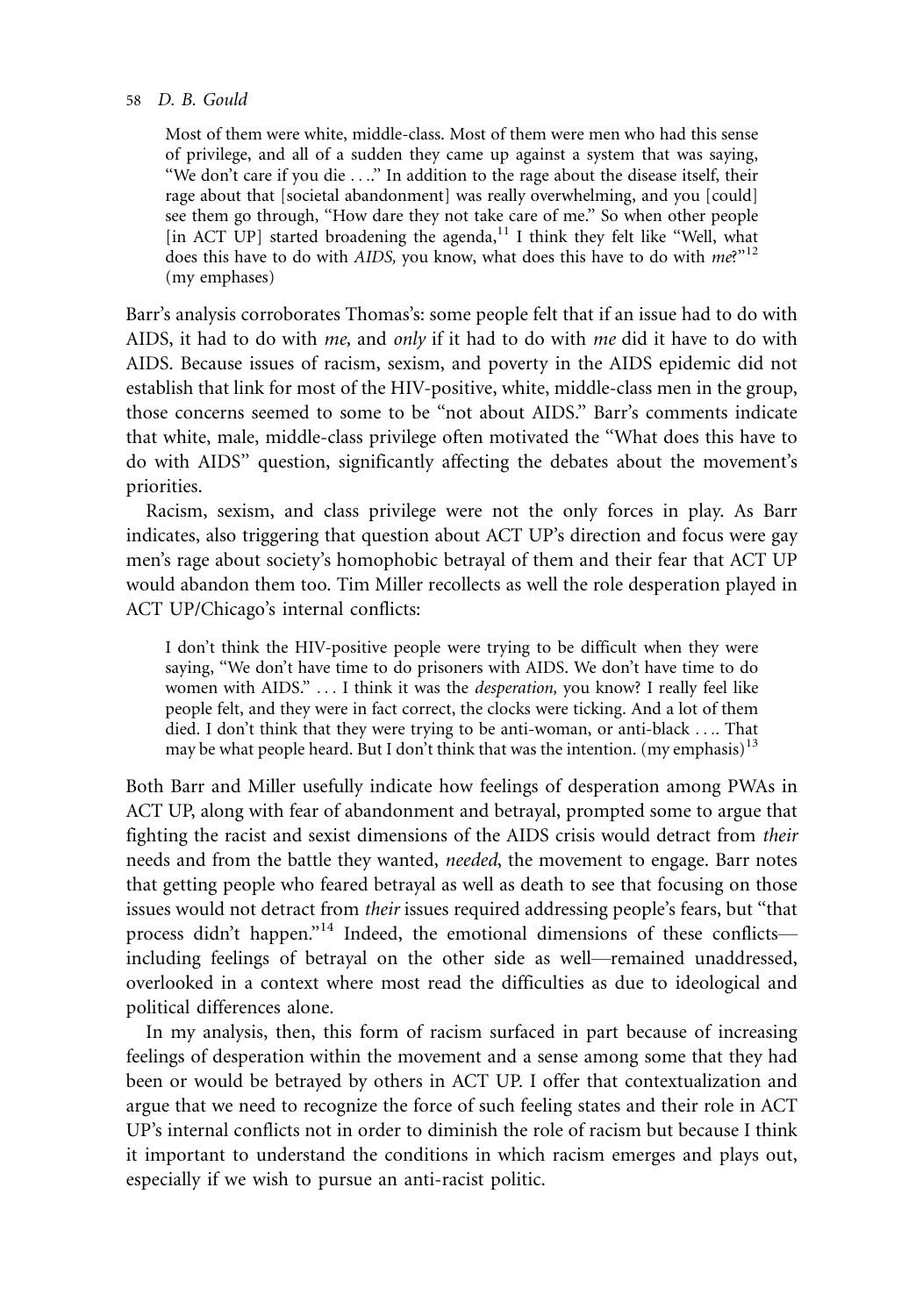> Most of them were white, middle-class. Most of them were men who had this sense of privilege, and all of a sudden they came up against a system that was saying, "We don't care if you die . . .." In addition to the rage about the disease itself, their rage about that [societal abandonment] was really overwhelming, and you [could] see them go through, "How dare they not take care of me." So when other people [in ACT UP] started broadening the agenda,[11] I think they felt like "Well, what does this have to do with *AIDS,* you know, what does this have to do with *me*?"[12] (my emphases)

Barr's analysis corroborates Thomas's: some people felt that if an issue had to do with AIDS, it had to do with *me,* and *only* if it had to do with *me* did it have to do with AIDS. Because issues of racism, sexism, and poverty in the AIDS epidemic did not establish that link for most of the HIV-positive, white, middle-class men in the group, those concerns seemed to some to be "not about AIDS." Barr's comments indicate that white, male, middle-class privilege often motivated the "What does this have to do with AIDS" question, significantly affecting the debates about the movement's priorities.

Racism, sexism, and class privilege were not the only forces in play. As Barr indicates, also triggering that question about ACT UP's direction and focus were gay men's rage about society's homophobic betrayal of them and their fear that ACT UP would abandon them too. Tim Miller recollects as well the role desperation played in ACT UP/Chicago's internal conflicts:

> I don't think the HIV-positive people were trying to be difficult when they were saying, "We don't have time to do prisoners with AIDS. We don't have time to do women with AIDS." . . . I think it was the *desperation,* you know? I really feel like people felt, and they were in fact correct, the clocks were ticking. And a lot of them died. I don't think that they were trying to be anti-woman, or anti-black . . .. That may be what people heard. But I don't think that was the intention. (my emphasis)[13]

Both Barr and Miller usefully indicate how feelings of desperation among PWAs in ACT UP, along with fear of abandonment and betrayal, prompted some to argue that fighting the racist and sexist dimensions of the AIDS crisis would detract from *their* needs and from the battle they wanted, *needed*, the movement to engage. Barr notes that getting people who feared betrayal as well as death to see that focusing on those issues would not detract from *their* issues required addressing people's fears, but "that process didn't happen."[14] Indeed, the emotional dimensions of these conflicts—including feelings of betrayal on the other side as well—remained unaddressed, overlooked in a context where most read the difficulties as due to ideological and political differences alone.

In my analysis, then, this form of racism surfaced in part because of increasing feelings of desperation within the movement and a sense among some that they had been or would be betrayed by others in ACT UP. I offer that contextualization and argue that we need to recognize the force of such feeling states and their role in ACT UP's internal conflicts not in order to diminish the role of racism but because I think it important to understand the conditions in which racism emerges and plays out, especially if we wish to pursue an anti-racist politic.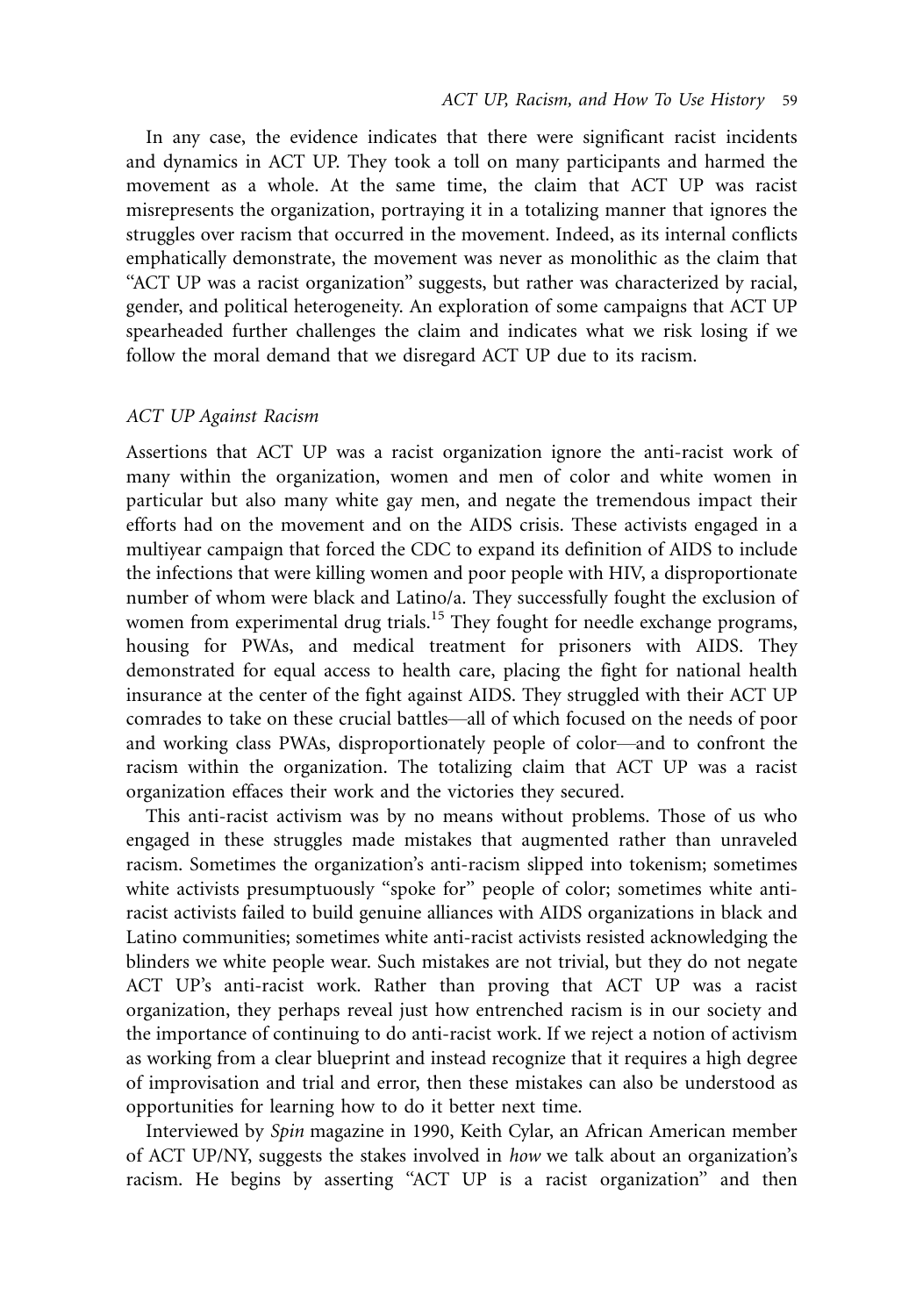In any case, the evidence indicates that there were significant racist incidents and dynamics in ACT UP. They took a toll on many participants and harmed the movement as a whole. At the same time, the claim that ACT UP was racist misrepresents the organization, portraying it in a totalizing manner that ignores the struggles over racism that occurred in the movement. Indeed, as its internal conflicts emphatically demonstrate, the movement was never as monolithic as the claim that "ACT UP was a racist organization" suggests, but rather was characterized by racial, gender, and political heterogeneity. An exploration of some campaigns that ACT UP spearheaded further challenges the claim and indicates what we risk losing if we follow the moral demand that we disregard ACT UP due to its racism.

### *ACT UP Against Racism*

Assertions that ACT UP was a racist organization ignore the anti-racist work of many within the organization, women and men of color and white women in particular but also many white gay men, and negate the tremendous impact their efforts had on the movement and on the AIDS crisis. These activists engaged in a multiyear campaign that forced the CDC to expand its definition of AIDS to include the infections that were killing women and poor people with HIV, a disproportionate number of whom were black and Latino/a. They successfully fought the exclusion of women from experimental drug trials.[15] They fought for needle exchange programs, housing for PWAs, and medical treatment for prisoners with AIDS. They demonstrated for equal access to health care, placing the fight for national health insurance at the center of the fight against AIDS. They struggled with their ACT UP comrades to take on these crucial battles—all of which focused on the needs of poor and working class PWAs, disproportionately people of color—and to confront the racism within the organization. The totalizing claim that ACT UP was a racist organization effaces their work and the victories they secured.

This anti-racist activism was by no means without problems. Those of us who engaged in these struggles made mistakes that augmented rather than unraveled racism. Sometimes the organization's anti-racism slipped into tokenism; sometimes white activists presumptuously "spoke for" people of color; sometimes white anti-racist activists failed to build genuine alliances with AIDS organizations in black and Latino communities; sometimes white anti-racist activists resisted acknowledging the blinders we white people wear. Such mistakes are not trivial, but they do not negate ACT UP's anti-racist work. Rather than proving that ACT UP was a racist organization, they perhaps reveal just how entrenched racism is in our society and the importance of continuing to do anti-racist work. If we reject a notion of activism as working from a clear blueprint and instead recognize that it requires a high degree of improvisation and trial and error, then these mistakes can also be understood as opportunities for learning how to do it better next time.

Interviewed by *Spin* magazine in 1990, Keith Cylar, an African American member of ACT UP/NY, suggests the stakes involved in *how* we talk about an organization's racism. He begins by asserting "ACT UP is a racist organization" and then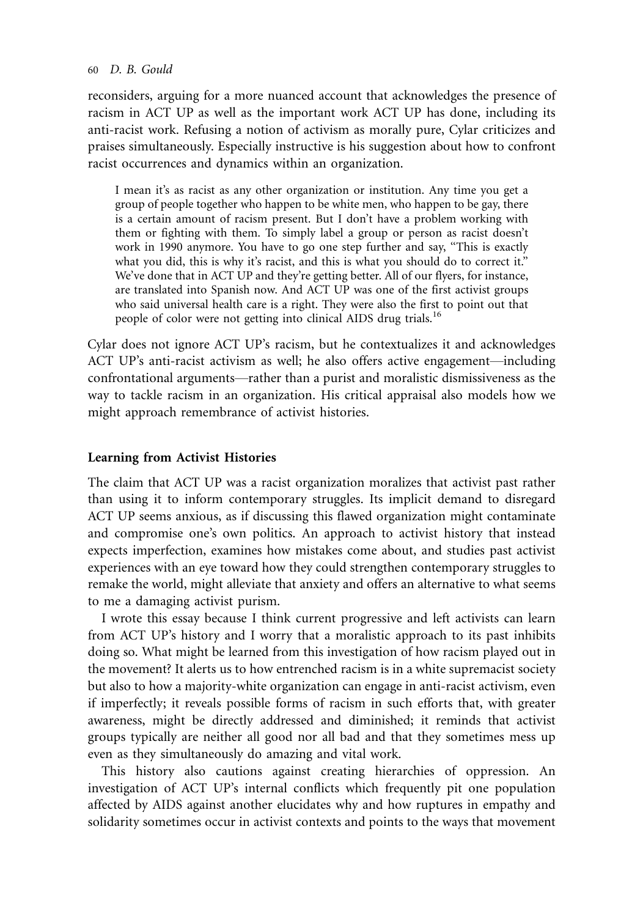reconsiders, arguing for a more nuanced account that acknowledges the presence of racism in ACT UP as well as the important work ACT UP has done, including its anti-racist work. Refusing a notion of activism as morally pure, Cylar criticizes and praises simultaneously. Especially instructive is his suggestion about how to confront racist occurrences and dynamics within an organization.

> I mean it's as racist as any other organization or institution. Any time you get a group of people together who happen to be white men, who happen to be gay, there is a certain amount of racism present. But I don't have a problem working with them or fighting with them. To simply label a group or person as racist doesn't work in 1990 anymore. You have to go one step further and say, "This is exactly what you did, this is why it's racist, and this is what you should do to correct it." We've done that in ACT UP and they're getting better. All of our flyers, for instance, are translated into Spanish now. And ACT UP was one of the first activist groups who said universal health care is a right. They were also the first to point out that people of color were not getting into clinical AIDS drug trials.[16]

Cylar does not ignore ACT UP's racism, but he contextualizes it and acknowledges ACT UP's anti-racist activism as well; he also offers active engagement—including confrontational arguments—rather than a purist and moralistic dismissiveness as the way to tackle racism in an organization. His critical appraisal also models how we might approach remembrance of activist histories.

## Learning from Activist Histories

The claim that ACT UP was a racist organization moralizes that activist past rather than using it to inform contemporary struggles. Its implicit demand to disregard ACT UP seems anxious, as if discussing this flawed organization might contaminate and compromise one's own politics. An approach to activist history that instead expects imperfection, examines how mistakes come about, and studies past activist experiences with an eye toward how they could strengthen contemporary struggles to remake the world, might alleviate that anxiety and offers an alternative to what seems to me a damaging activist purism.

I wrote this essay because I think current progressive and left activists can learn from ACT UP's history and I worry that a moralistic approach to its past inhibits doing so. What might be learned from this investigation of how racism played out in the movement? It alerts us to how entrenched racism is in a white supremacist society but also to how a majority-white organization can engage in anti-racist activism, even if imperfectly; it reveals possible forms of racism in such efforts that, with greater awareness, might be directly addressed and diminished; it reminds that activist groups typically are neither all good nor all bad and that they sometimes mess up even as they simultaneously do amazing and vital work.

This history also cautions against creating hierarchies of oppression. An investigation of ACT UP's internal conflicts which frequently pit one population affected by AIDS against another elucidates why and how ruptures in empathy and solidarity sometimes occur in activist contexts and points to the ways that movement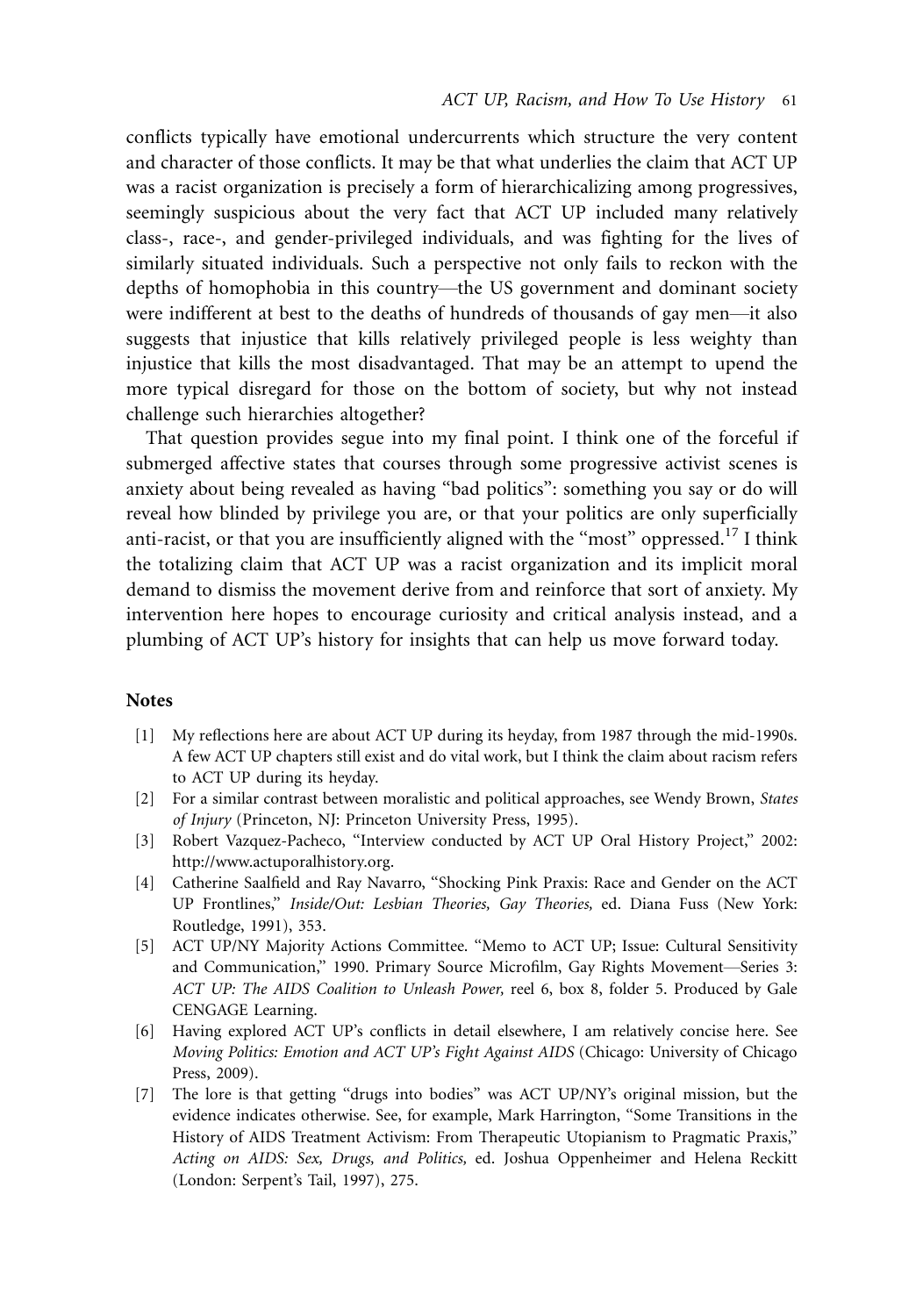conflicts typically have emotional undercurrents which structure the very content and character of those conflicts. It may be that what underlies the claim that ACT UP was a racist organization is precisely a form of hierarchicalizing among progressives, seemingly suspicious about the very fact that ACT UP included many relatively class-, race-, and gender-privileged individuals, and was fighting for the lives of similarly situated individuals. Such a perspective not only fails to reckon with the depths of homophobia in this country—the US government and dominant society were indifferent at best to the deaths of hundreds of thousands of gay men—it also suggests that injustice that kills relatively privileged people is less weighty than injustice that kills the most disadvantaged. That may be an attempt to upend the more typical disregard for those on the bottom of society, but why not instead challenge such hierarchies altogether?

That question provides segue into my final point. I think one of the forceful if submerged affective states that courses through some progressive activist scenes is anxiety about being revealed as having "bad politics": something you say or do will reveal how blinded by privilege you are, or that your politics are only superficially anti-racist, or that you are insufficiently aligned with the "most" oppressed.[17] I think the totalizing claim that ACT UP was a racist organization and its implicit moral demand to dismiss the movement derive from and reinforce that sort of anxiety. My intervention here hopes to encourage curiosity and critical analysis instead, and a plumbing of ACT UP's history for insights that can help us move forward today.

## Notes

[1] My reflections here are about ACT UP during its heyday, from 1987 through the mid-1990s. A few ACT UP chapters still exist and do vital work, but I think the claim about racism refers to ACT UP during its heyday.

[2] For a similar contrast between moralistic and political approaches, see Wendy Brown, *States of Injury* (Princeton, NJ: Princeton University Press, 1995).

[3] Robert Vazquez-Pacheco, "Interview conducted by ACT UP Oral History Project," 2002: http://www.actuporalhistory.org.

[4] Catherine Saalfield and Ray Navarro, "Shocking Pink Praxis: Race and Gender on the ACT UP Frontlines," *Inside/Out: Lesbian Theories, Gay Theories,* ed. Diana Fuss (New York: Routledge, 1991), 353.

[5] ACT UP/NY Majority Actions Committee. "Memo to ACT UP; Issue: Cultural Sensitivity and Communication," 1990. Primary Source Microfilm, Gay Rights Movement—Series 3: *ACT UP: The AIDS Coalition to Unleash Power,* reel 6, box 8, folder 5. Produced by Gale CENGAGE Learning.

[6] Having explored ACT UP's conflicts in detail elsewhere, I am relatively concise here. See *Moving Politics: Emotion and ACT UP's Fight Against AIDS* (Chicago: University of Chicago Press, 2009).

[7] The lore is that getting "drugs into bodies" was ACT UP/NY's original mission, but the evidence indicates otherwise. See, for example, Mark Harrington, "Some Transitions in the History of AIDS Treatment Activism: From Therapeutic Utopianism to Pragmatic Praxis," *Acting on AIDS: Sex, Drugs, and Politics,* ed. Joshua Oppenheimer and Helena Reckitt (London: Serpent's Tail, 1997), 275.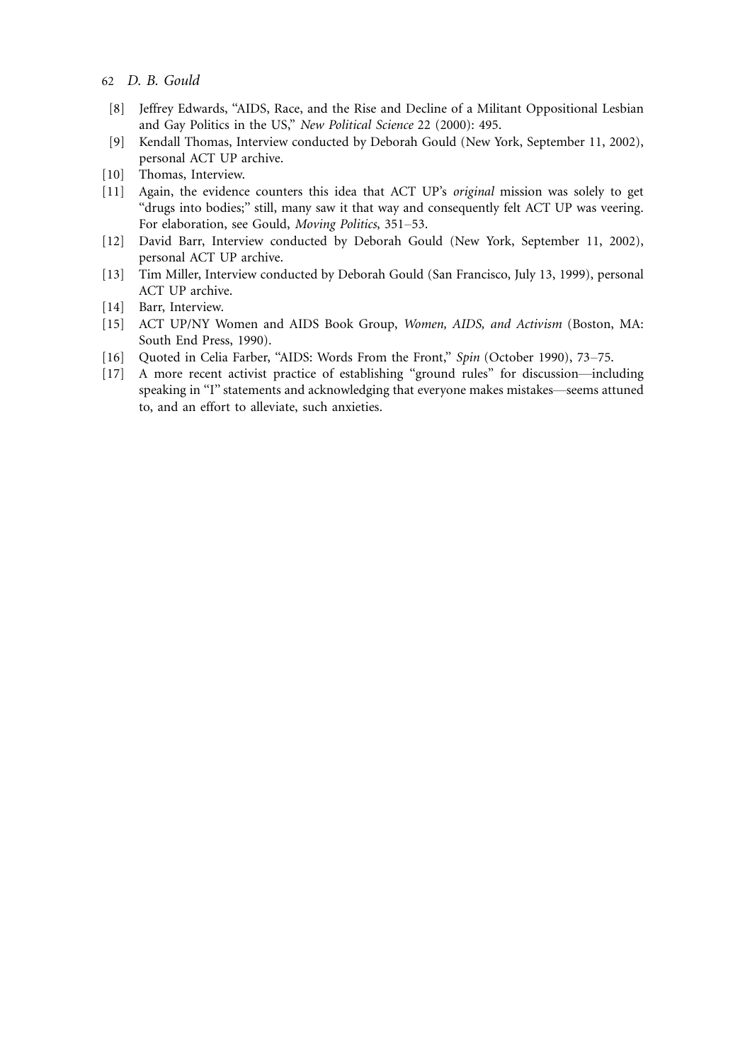[8] Jeffrey Edwards, "AIDS, Race, and the Rise and Decline of a Militant Oppositional Lesbian and Gay Politics in the US," *New Political Science* 22 (2000): 495.

[9] Kendall Thomas, Interview conducted by Deborah Gould (New York, September 11, 2002), personal ACT UP archive.

[10] Thomas, Interview.

[11] Again, the evidence counters this idea that ACT UP's *original* mission was solely to get "drugs into bodies;" still, many saw it that way and consequently felt ACT UP was veering. For elaboration, see Gould, *Moving Politics*, 351–53.

[12] David Barr, Interview conducted by Deborah Gould (New York, September 11, 2002), personal ACT UP archive.

[13] Tim Miller, Interview conducted by Deborah Gould (San Francisco, July 13, 1999), personal ACT UP archive.

[14] Barr, Interview.

[15] ACT UP/NY Women and AIDS Book Group, *Women, AIDS, and Activism* (Boston, MA: South End Press, 1990).

[16] Quoted in Celia Farber, "AIDS: Words From the Front," *Spin* (October 1990), 73–75.

[17] A more recent activist practice of establishing "ground rules" for discussion—including speaking in "I" statements and acknowledging that everyone makes mistakes—seems attuned to, and an effort to alleviate, such anxieties.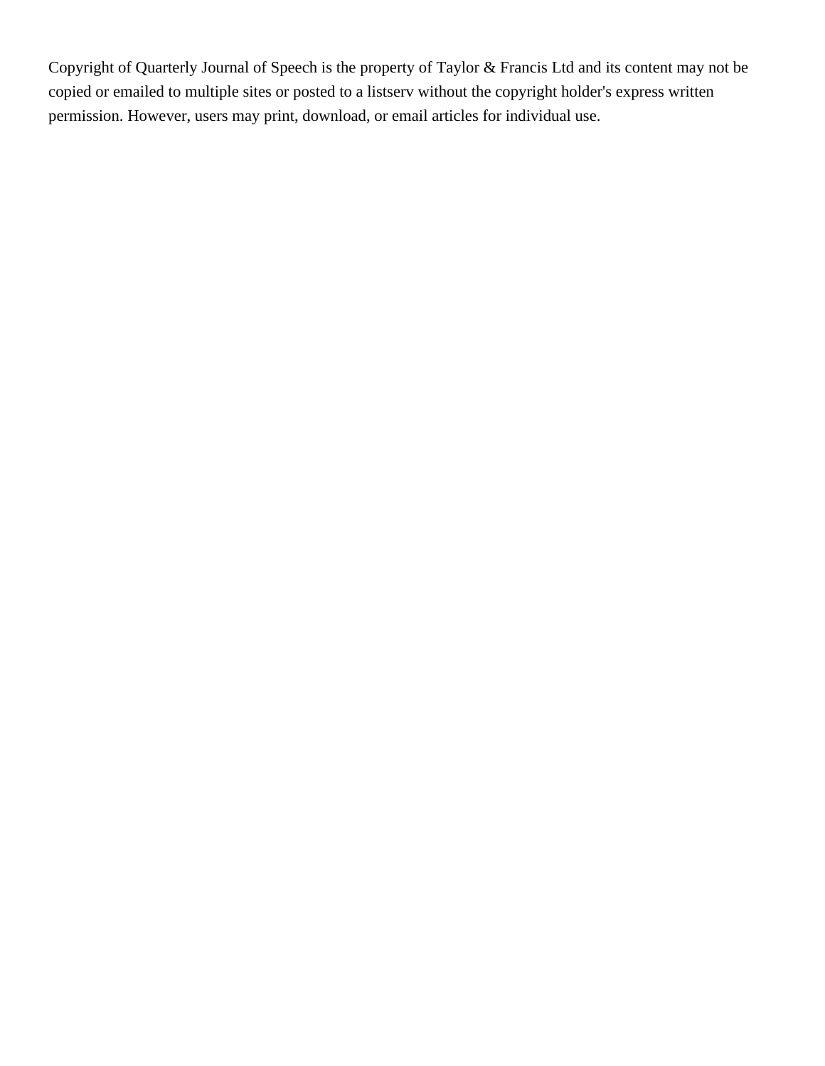Copyright of Quarterly Journal of Speech is the property of Taylor & Francis Ltd and its content may not be copied or emailed to multiple sites or posted to a listserv without the copyright holder's express written permission. However, users may print, download, or email articles for individual use.